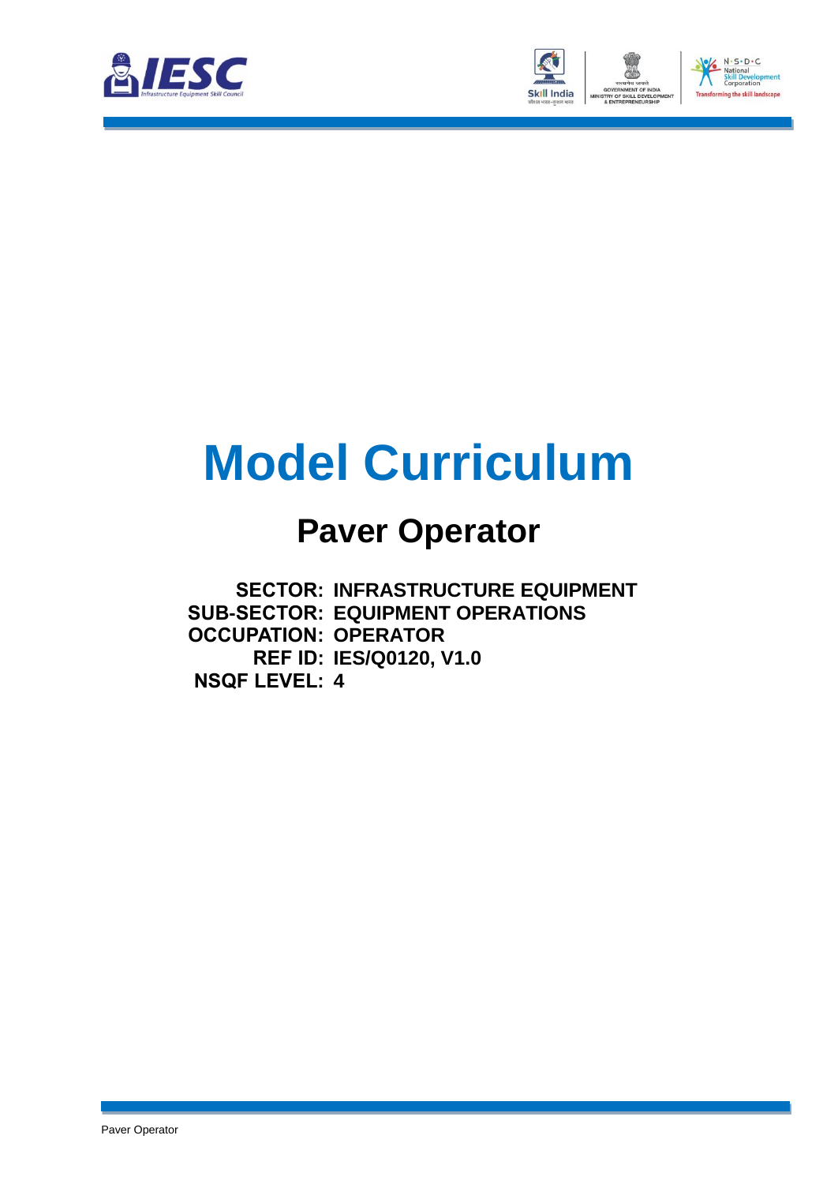# Model Curriculum

## Paver Operator

**SECTOR:** INFRASTRUCTURE EQUIPMENT
**SUB-SECTOR:** EQUIPMENT OPERATIONS
**OCCUPATION:** OPERATOR
**REF ID:** IES/Q0120, V1.0
**NSQF LEVEL:** 4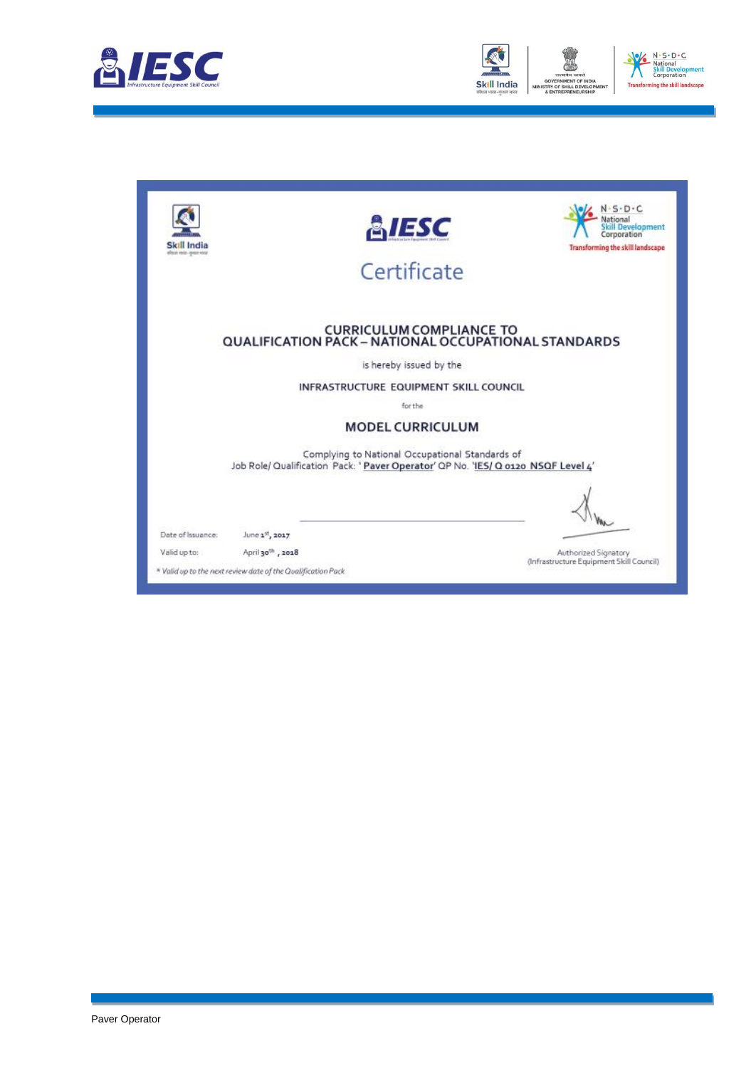# Certificate

## CURRICULUM COMPLIANCE TO QUALIFICATION PACK – NATIONAL OCCUPATIONAL STANDARDS

is hereby issued by the

INFRASTRUCTURE EQUIPMENT SKILL COUNCIL

for the

**MODEL CURRICULUM**

Complying to National Occupational Standards of
Job Role/ Qualification Pack: '**Paver Operator**' QP No. '**IES/ Q 0120 NSQF Level 4**'

Date of Issuance: June 1st, 2017

Valid up to: April 30th, 2018

*\* Valid up to the next review date of the Qualification Pack*

Authorized Signatory
(Infrastructure Equipment Skill Council)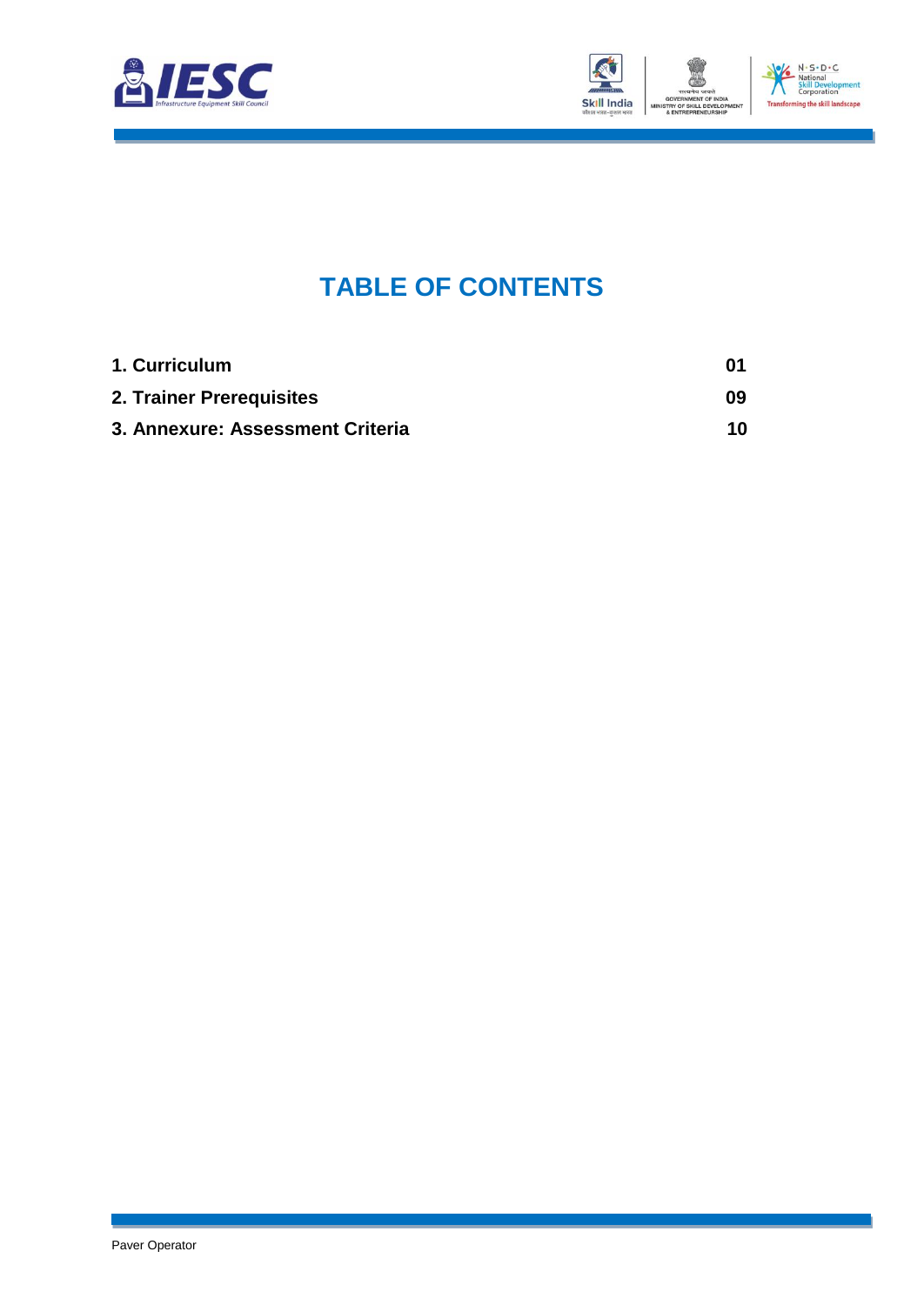# TABLE OF CONTENTS

| | |
|---|---|
| **1. Curriculum** | **01** |
| **2. Trainer Prerequisites** | **09** |
| **3. Annexure: Assessment Criteria** | **10** |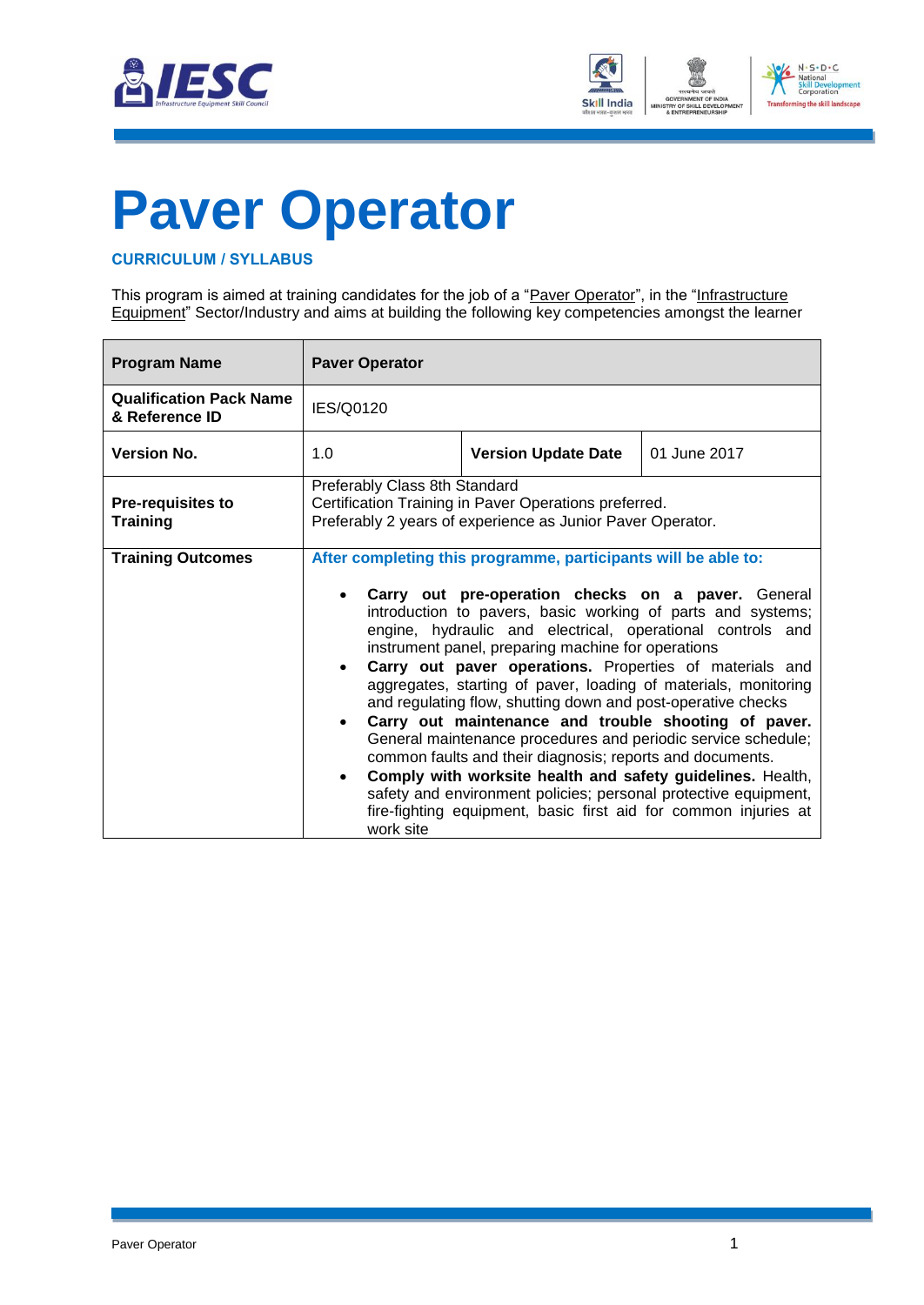# Paver Operator

**CURRICULUM / SYLLABUS**

This program is aimed at training candidates for the job of a "Paver Operator", in the "Infrastructure Equipment" Sector/Industry and aims at building the following key competencies amongst the learner

| **Program Name** | **Paver Operator** | | |
|---|---|---|---|
| **Qualification Pack Name & Reference ID** | IES/Q0120 | | |
| **Version No.** | 1.0 | **Version Update Date** | 01 June 2017 |
| **Pre-requisites to Training** | Preferably Class 8th Standard<br>Certification Training in Paver Operations preferred.<br>Preferably 2 years of experience as Junior Paver Operator. | | |
| **Training Outcomes** | **After completing this programme, participants will be able to:**<br>• **Carry out pre-operation checks on a paver.** General introduction to pavers, basic working of parts and systems; engine, hydraulic and electrical, operational controls and instrument panel, preparing machine for operations<br>• **Carry out paver operations.** Properties of materials and aggregates, starting of paver, loading of materials, monitoring and regulating flow, shutting down and post-operative checks<br>• **Carry out maintenance and trouble shooting of paver.** General maintenance procedures and periodic service schedule; common faults and their diagnosis; reports and documents.<br>• **Comply with worksite health and safety guidelines.** Health, safety and environment policies; personal protective equipment, fire-fighting equipment, basic first aid for common injuries at work site | | |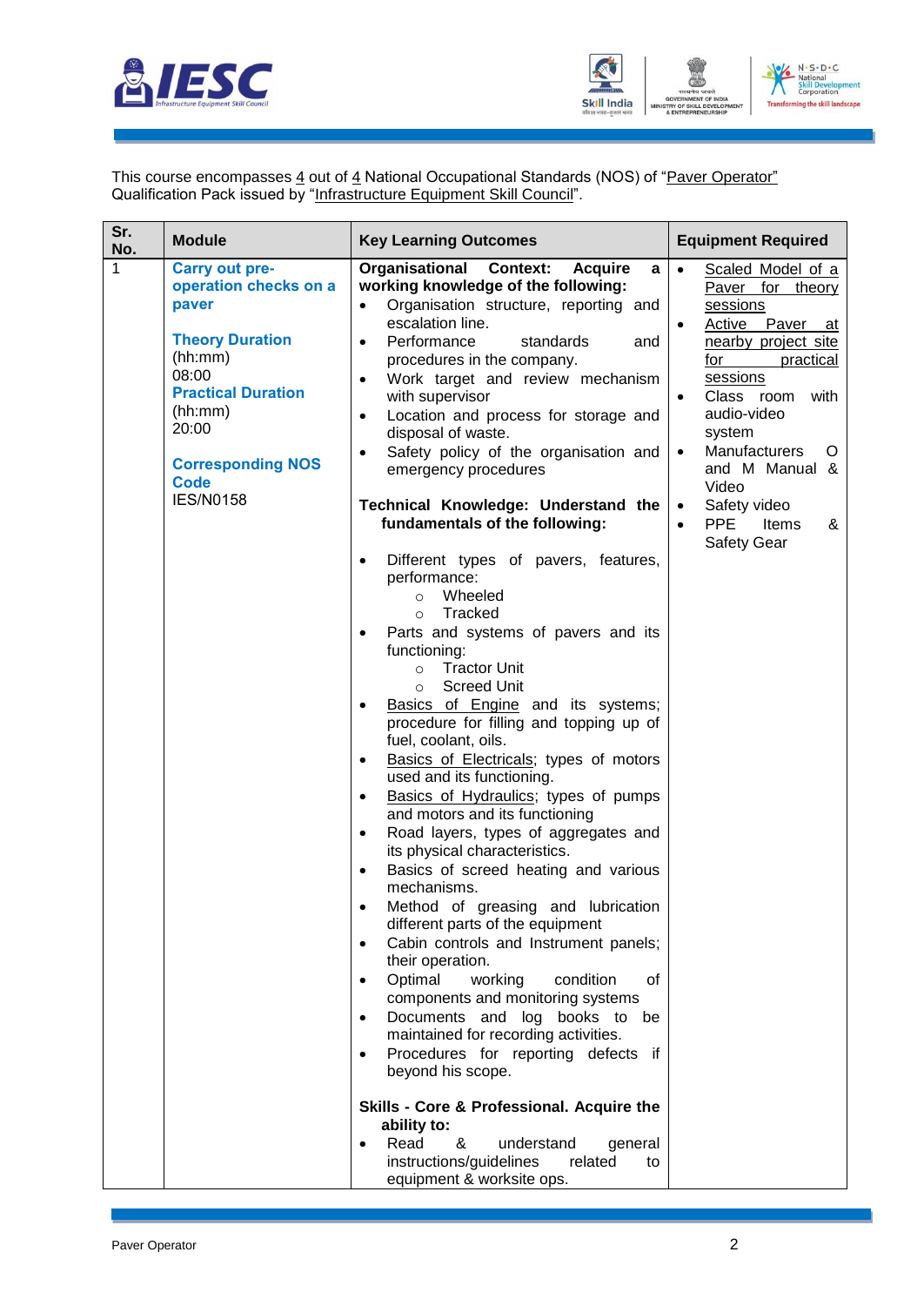This course encompasses 4 out of 4 National Occupational Standards (NOS) of "Paver Operator" Qualification Pack issued by "Infrastructure Equipment Skill Council".

| Sr. No. | Module | Key Learning Outcomes | Equipment Required |
|---|---|---|---|
| 1 | **Carry out pre-operation checks on a paver**<br><br>**Theory Duration** (hh:mm)<br>08:00<br>**Practical Duration** (hh:mm)<br>20:00<br><br>**Corresponding NOS Code**<br>IES/N0158 | **Organisational Context: Acquire a working knowledge of the following:**<br>• Organisation structure, reporting and escalation line.<br>• Performance standards and procedures in the company.<br>• Work target and review mechanism with supervisor<br>• Location and process for storage and disposal of waste.<br>• Safety policy of the organisation and emergency procedures<br><br>**Technical Knowledge: Understand the fundamentals of the following:**<br>• Different types of pavers, features, performance:<br>  ○ Wheeled<br>  ○ Tracked<br>• Parts and systems of pavers and its functioning:<br>  ○ Tractor Unit<br>  ○ Screed Unit<br>• Basics of Engine and its systems; procedure for filling and topping up of fuel, coolant, oils.<br>• Basics of Electricals; types of motors used and its functioning.<br>• Basics of Hydraulics; types of pumps and motors and its functioning<br>• Road layers, types of aggregates and its physical characteristics.<br>• Basics of screed heating and various mechanisms.<br>• Method of greasing and lubrication different parts of the equipment<br>• Cabin controls and Instrument panels; their operation.<br>• Optimal working condition of components and monitoring systems<br>• Documents and log books to be maintained for recording activities.<br>• Procedures for reporting defects if beyond his scope.<br><br>**Skills - Core & Professional. Acquire the ability to:**<br>• Read & understand general instructions/guidelines related to equipment & worksite ops. | • Scaled Model of a Paver for theory sessions<br>• Active Paver at nearby project site for practical sessions<br>• Class room with audio-video system<br>• Manufacturers O and M Manual & Video<br>• Safety video<br>• PPE Items & Safety Gear |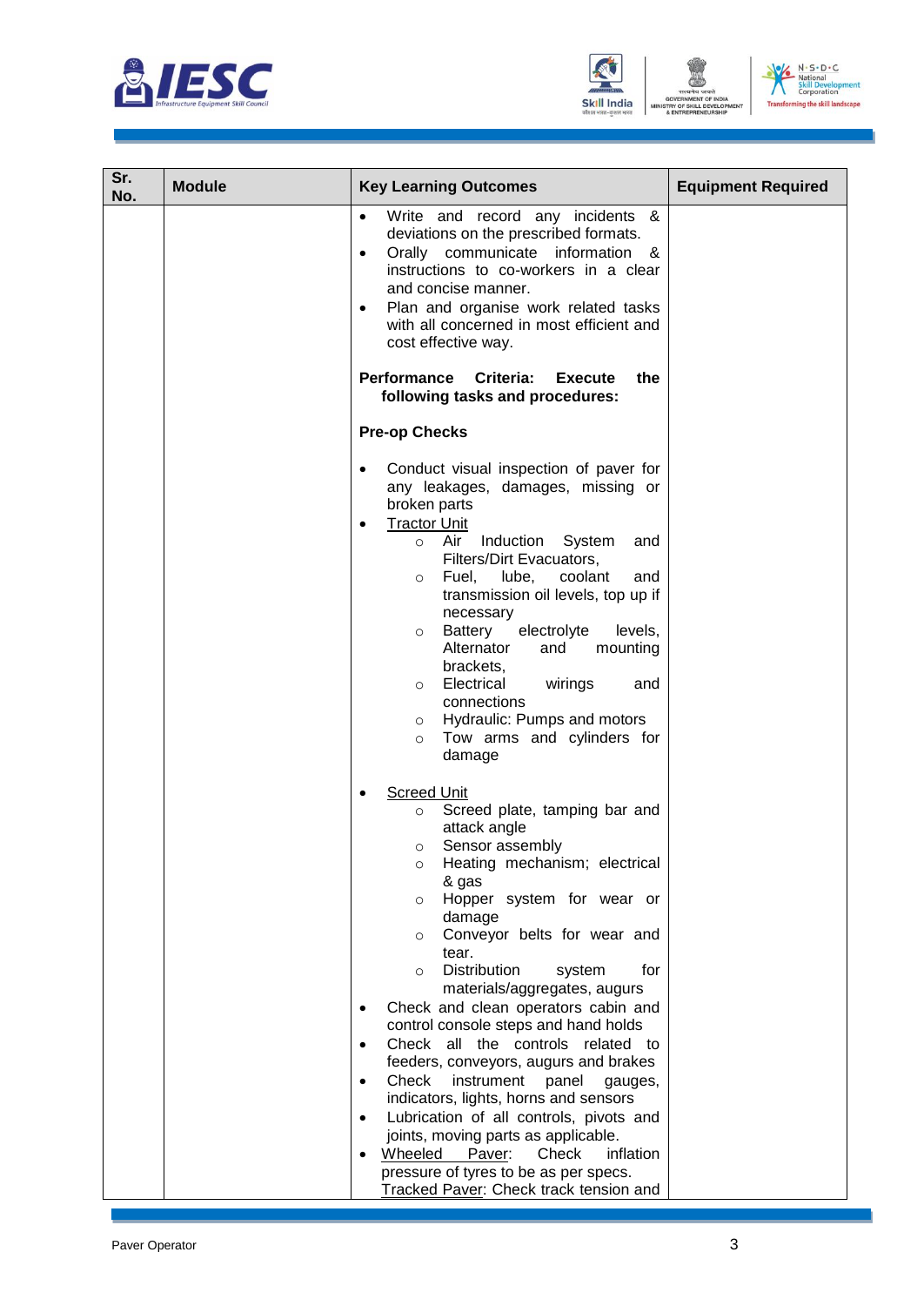| Sr. No. | Module | Key Learning Outcomes | Equipment Required |
|---|---|---|---|
| | | • Write and record any incidents & deviations on the prescribed formats.<br>• Orally communicate information & instructions to co-workers in a clear and concise manner.<br>• Plan and organise work related tasks with all concerned in most efficient and cost effective way.<br><br>**Performance Criteria: Execute the following tasks and procedures:**<br><br>**Pre-op Checks**<br><br>• Conduct visual inspection of paver for any leakages, damages, missing or broken parts<br>• Tractor Unit<br>&nbsp;&nbsp;&nbsp;&nbsp;○ Air Induction System and Filters/Dirt Evacuators,<br>&nbsp;&nbsp;&nbsp;&nbsp;○ Fuel, lube, coolant and transmission oil levels, top up if necessary<br>&nbsp;&nbsp;&nbsp;&nbsp;○ Battery electrolyte levels, Alternator and mounting brackets,<br>&nbsp;&nbsp;&nbsp;&nbsp;○ Electrical wirings and connections<br>&nbsp;&nbsp;&nbsp;&nbsp;○ Hydraulic: Pumps and motors<br>&nbsp;&nbsp;&nbsp;&nbsp;○ Tow arms and cylinders for damage<br><br>• Screed Unit<br>&nbsp;&nbsp;&nbsp;&nbsp;○ Screed plate, tamping bar and attack angle<br>&nbsp;&nbsp;&nbsp;&nbsp;○ Sensor assembly<br>&nbsp;&nbsp;&nbsp;&nbsp;○ Heating mechanism; electrical & gas<br>&nbsp;&nbsp;&nbsp;&nbsp;○ Hopper system for wear or damage<br>&nbsp;&nbsp;&nbsp;&nbsp;○ Conveyor belts for wear and tear.<br>&nbsp;&nbsp;&nbsp;&nbsp;○ Distribution system for materials/aggregates, augurs<br>• Check and clean operators cabin and control console steps and hand holds<br>• Check all the controls related to feeders, conveyors, augurs and brakes<br>• Check instrument panel gauges, indicators, lights, horns and sensors<br>• Lubrication of all controls, pivots and joints, moving parts as applicable.<br>• Wheeled Paver: Check inflation pressure of tyres to be as per specs.<br>Tracked Paver: Check track tension and | |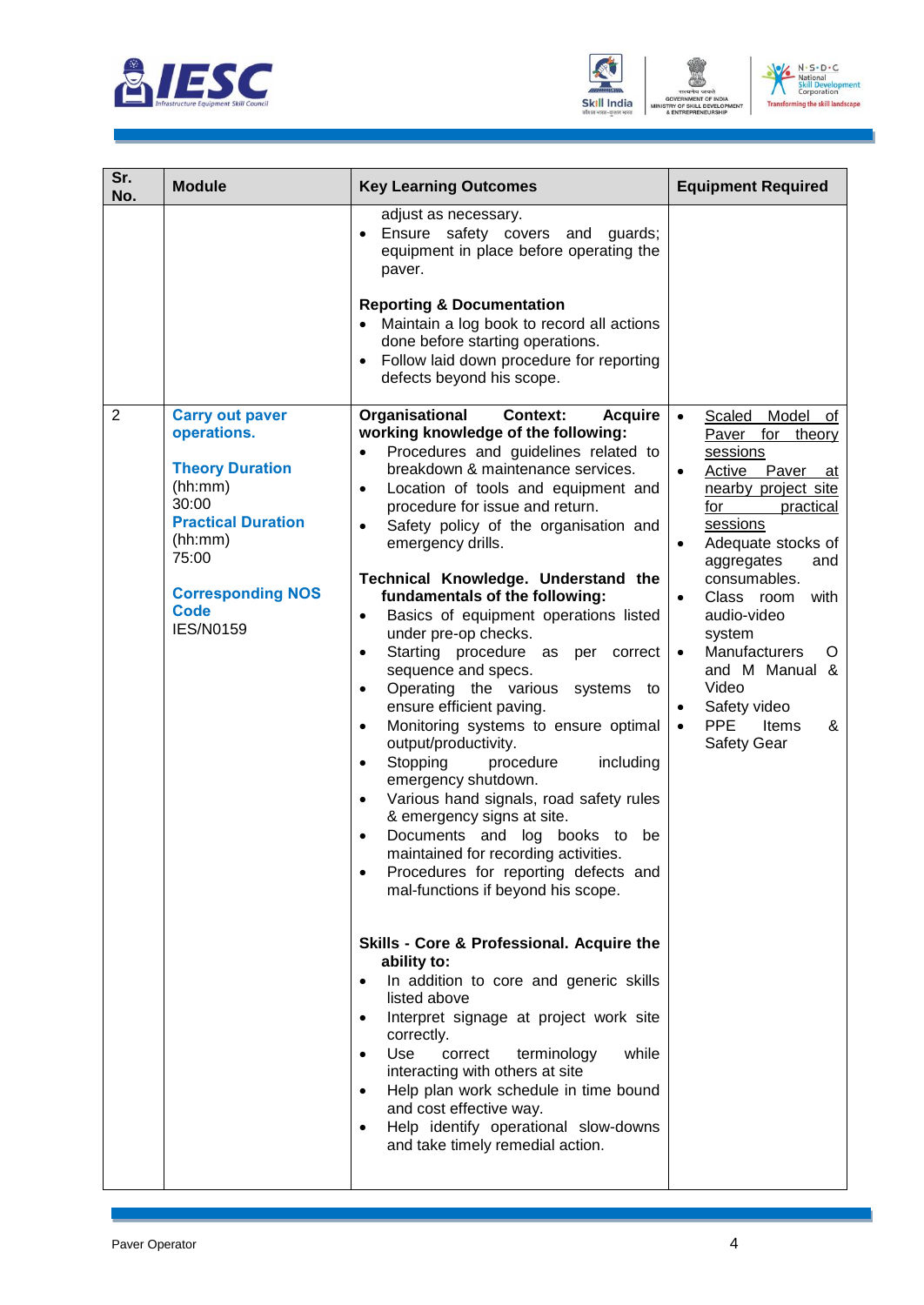| Sr. No. | Module | Key Learning Outcomes | Equipment Required |
|---|---|---|---|
| | | adjust as necessary.<br>• Ensure safety covers and guards; equipment in place before operating the paver.<br><br>**Reporting & Documentation**<br>• Maintain a log book to record all actions done before starting operations.<br>• Follow laid down procedure for reporting defects beyond his scope. | |
| 2 | **Carry out paver operations.**<br><br>**Theory Duration** (hh:mm)<br>30:00<br>**Practical Duration** (hh:mm)<br>75:00<br><br>**Corresponding NOS Code**<br>IES/N0159 | **Organisational Context: Acquire working knowledge of the following:**<br>• Procedures and guidelines related to breakdown & maintenance services.<br>• Location of tools and equipment and procedure for issue and return.<br>• Safety policy of the organisation and emergency drills.<br><br>**Technical Knowledge. Understand the fundamentals of the following:**<br>• Basics of equipment operations listed under pre-op checks.<br>• Starting procedure as per correct sequence and specs.<br>• Operating the various systems to ensure efficient paving.<br>• Monitoring systems to ensure optimal output/productivity.<br>• Stopping procedure including emergency shutdown.<br>• Various hand signals, road safety rules & emergency signs at site.<br>• Documents and log books to be maintained for recording activities.<br>• Procedures for reporting defects and mal-functions if beyond his scope.<br><br>**Skills - Core & Professional. Acquire the ability to:**<br>• In addition to core and generic skills listed above<br>• Interpret signage at project work site correctly.<br>• Use correct terminology while interacting with others at site<br>• Help plan work schedule in time bound and cost effective way.<br>• Help identify operational slow-downs and take timely remedial action. | • Scaled Model of Paver for theory sessions<br>• Active Paver at nearby project site for practical sessions<br>• Adequate stocks of aggregates and consumables.<br>• Class room with audio-video system<br>• Manufacturers O and M Manual & Video<br>• Safety video<br>• PPE Items & Safety Gear |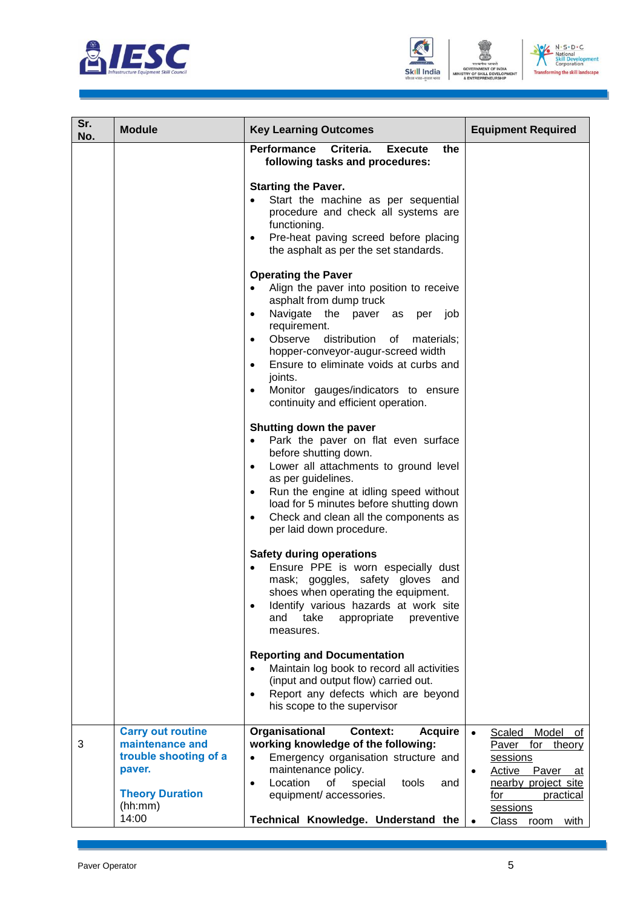| Sr. No. | Module | Key Learning Outcomes | Equipment Required |
|---|---|---|---|
| | | **Performance Criteria. Execute the following tasks and procedures:**<br><br>**Starting the Paver.**<br>• Start the machine as per sequential procedure and check all systems are functioning.<br>• Pre-heat paving screed before placing the asphalt as per the set standards.<br><br>**Operating the Paver**<br>• Align the paver into position to receive asphalt from dump truck<br>• Navigate the paver as per job requirement.<br>• Observe distribution of materials; hopper-conveyor-augur-screed width<br>• Ensure to eliminate voids at curbs and joints.<br>• Monitor gauges/indicators to ensure continuity and efficient operation.<br><br>**Shutting down the paver**<br>• Park the paver on flat even surface before shutting down.<br>• Lower all attachments to ground level as per guidelines.<br>• Run the engine at idling speed without load for 5 minutes before shutting down<br>• Check and clean all the components as per laid down procedure.<br><br>**Safety during operations**<br>• Ensure PPE is worn especially dust mask; goggles, safety gloves and shoes when operating the equipment.<br>• Identify various hazards at work site and take appropriate preventive measures.<br><br>**Reporting and Documentation**<br>• Maintain log book to record all activities (input and output flow) carried out.<br>• Report any defects which are beyond his scope to the supervisor | |
| 3 | **Carry out routine maintenance and trouble shooting of a paver.**<br><br>**Theory Duration**<br>(hh:mm)<br>14:00 | **Organisational Context: Acquire working knowledge of the following:**<br>• Emergency organisation structure and maintenance policy.<br>• Location of special tools and equipment/ accessories.<br><br>**Technical Knowledge. Understand the** | • Scaled Model of Paver for theory sessions<br>• Active Paver at nearby project site for practical sessions<br>• Class room with |

Paver Operator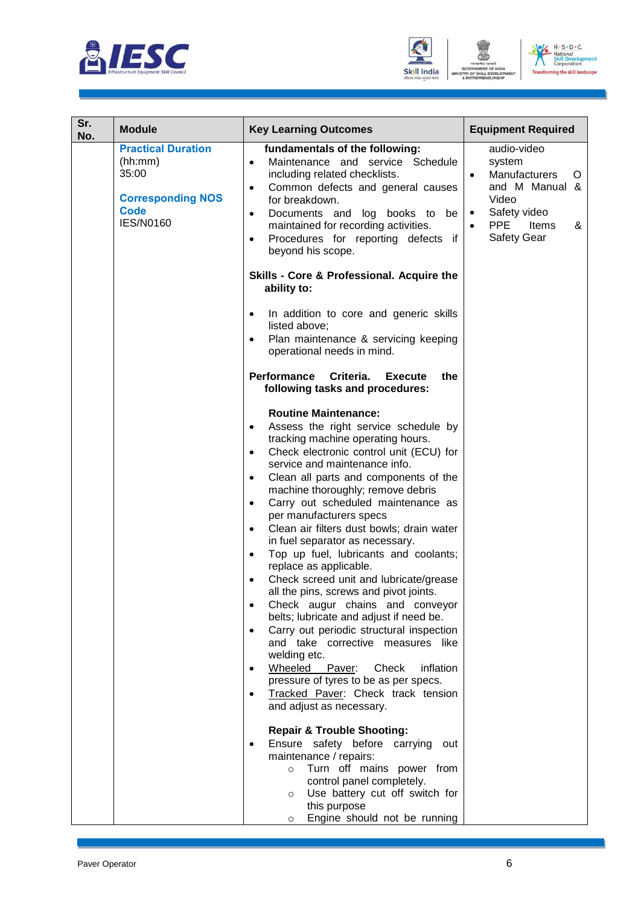| Sr. No. | Module | Key Learning Outcomes | Equipment Required |
|---|---|---|---|
| | **Practical Duration** (hh:mm) 35:00<br><br>**Corresponding NOS Code** IES/N0160 | **fundamentals of the following:**<br>• Maintenance and service Schedule including related checklists.<br>• Common defects and general causes for breakdown.<br>• Documents and log books to be maintained for recording activities.<br>• Procedures for reporting defects if beyond his scope.<br><br>**Skills - Core & Professional. Acquire the ability to:**<br><br>• In addition to core and generic skills listed above;<br>• Plan maintenance & servicing keeping operational needs in mind.<br><br>**Performance Criteria. Execute the following tasks and procedures:**<br><br>**Routine Maintenance:**<br>• Assess the right service schedule by tracking machine operating hours.<br>• Check electronic control unit (ECU) for service and maintenance info.<br>• Clean all parts and components of the machine thoroughly; remove debris<br>• Carry out scheduled maintenance as per manufacturers specs<br>• Clean air filters dust bowls; drain water in fuel separator as necessary.<br>• Top up fuel, lubricants and coolants; replace as applicable.<br>• Check screed unit and lubricate/grease all the pins, screws and pivot joints.<br>• Check augur chains and conveyor belts; lubricate and adjust if need be.<br>• Carry out periodic structural inspection and take corrective measures like welding etc.<br>• <u>Wheeled Paver</u>: Check inflation pressure of tyres to be as per specs.<br>• <u>Tracked Paver</u>: Check track tension and adjust as necessary.<br><br>**Repair & Trouble Shooting:**<br>• Ensure safety before carrying out maintenance / repairs:<br>&nbsp;&nbsp;&nbsp;&nbsp;○ Turn off mains power from control panel completely.<br>&nbsp;&nbsp;&nbsp;&nbsp;○ Use battery cut off switch for this purpose<br>&nbsp;&nbsp;&nbsp;&nbsp;○ Engine should not be running | audio-video system<br>• Manufacturers O and M Manual & Video<br>• Safety video<br>• PPE Items & Safety Gear |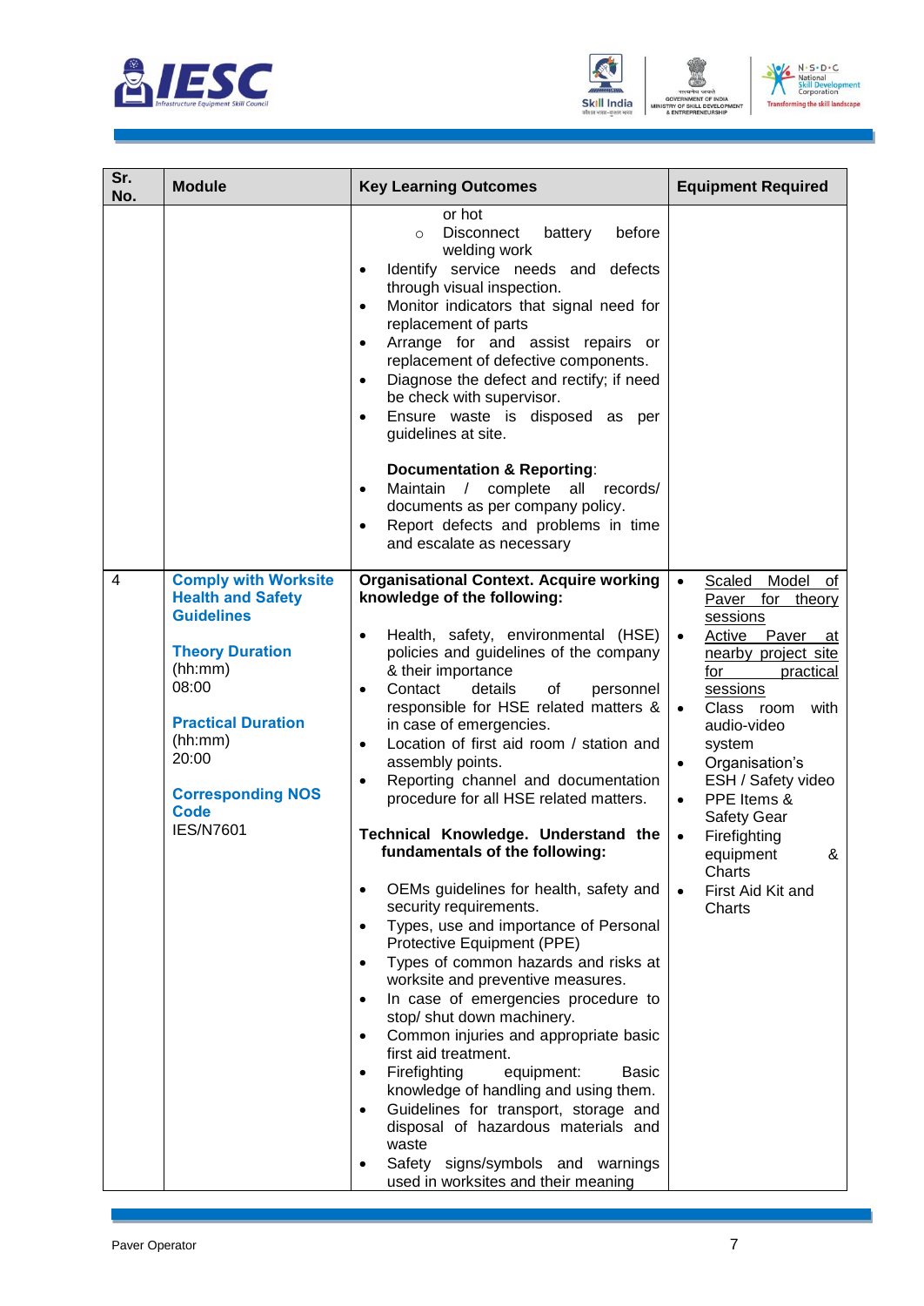| Sr. No. | Module | Key Learning Outcomes | Equipment Required |
|---|---|---|---|
| | | or hot<br>◦ Disconnect battery before welding work<br>• Identify service needs and defects through visual inspection.<br>• Monitor indicators that signal need for replacement of parts<br>• Arrange for and assist repairs or replacement of defective components.<br>• Diagnose the defect and rectify; if need be check with supervisor.<br>• Ensure waste is disposed as per guidelines at site.<br><br>**Documentation & Reporting**:<br>• Maintain / complete all records/ documents as per company policy.<br>• Report defects and problems in time and escalate as necessary | |
| 4 | **Comply with Worksite Health and Safety Guidelines**<br><br>**Theory Duration** (hh:mm)<br>08:00<br><br>**Practical Duration** (hh:mm)<br>20:00<br><br>**Corresponding NOS Code**<br>IES/N7601 | **Organisational Context. Acquire working knowledge of the following:**<br><br>• Health, safety, environmental (HSE) policies and guidelines of the company & their importance<br>• Contact details of personnel responsible for HSE related matters & in case of emergencies.<br>• Location of first aid room / station and assembly points.<br>• Reporting channel and documentation procedure for all HSE related matters.<br><br>**Technical Knowledge. Understand the fundamentals of the following:**<br><br>• OEMs guidelines for health, safety and security requirements.<br>• Types, use and importance of Personal Protective Equipment (PPE)<br>• Types of common hazards and risks at worksite and preventive measures.<br>• In case of emergencies procedure to stop/ shut down machinery.<br>• Common injuries and appropriate basic first aid treatment.<br>• Firefighting equipment: Basic knowledge of handling and using them.<br>• Guidelines for transport, storage and disposal of hazardous materials and waste<br>• Safety signs/symbols and warnings used in worksites and their meaning | • Scaled Model of Paver for theory sessions<br>• Active Paver at nearby project site for practical sessions<br>• Class room with audio-video system<br>• Organisation's ESH / Safety video<br>• PPE Items & Safety Gear<br>• Firefighting equipment & Charts<br>• First Aid Kit and Charts |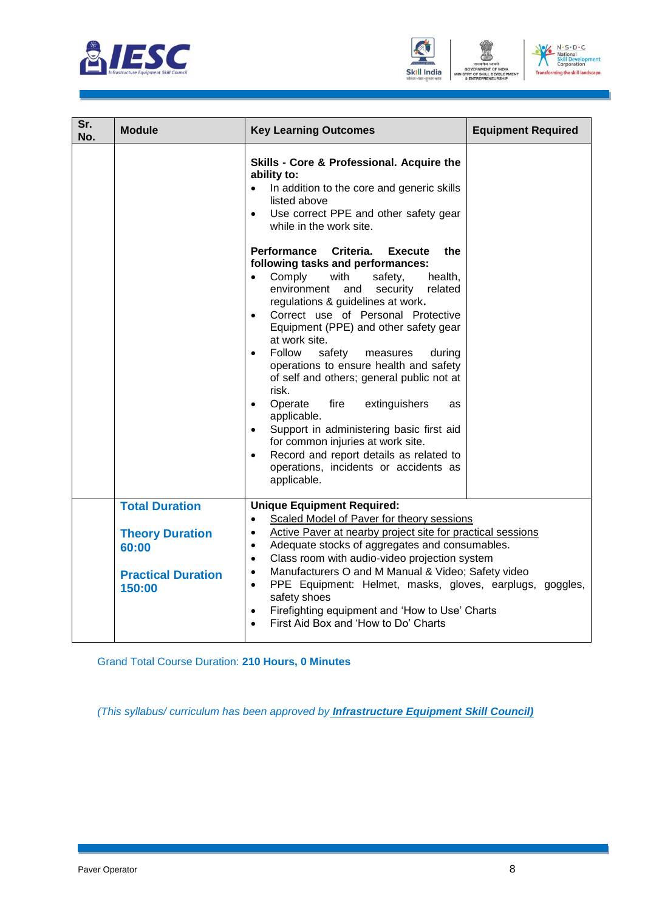| Sr. No. | Module | Key Learning Outcomes | Equipment Required |
|---|---|---|---|
| | | **Skills - Core & Professional. Acquire the ability to:**<br>• In addition to the core and generic skills listed above<br>• Use correct PPE and other safety gear while in the work site.<br><br>**Performance Criteria. Execute the following tasks and performances:**<br>• Comply with safety, health, environment and security related regulations & guidelines at work**.**<br>• Correct use of Personal Protective Equipment (PPE) and other safety gear at work site.<br>• Follow safety measures during operations to ensure health and safety of self and others; general public not at risk.<br>• Operate fire extinguishers as applicable.<br>• Support in administering basic first aid for common injuries at work site.<br>• Record and report details as related to operations, incidents or accidents as applicable. | |
| | **Total Duration**<br><br>**Theory Duration 60:00**<br><br>**Practical Duration 150:00** | **Unique Equipment Required:**<br>• Scaled Model of Paver for theory sessions<br>• Active Paver at nearby project site for practical sessions<br>• Adequate stocks of aggregates and consumables.<br>• Class room with audio-video projection system<br>• Manufacturers O and M Manual & Video; Safety video<br>• PPE Equipment: Helmet, masks, gloves, earplugs, goggles, safety shoes<br>• Firefighting equipment and 'How to Use' Charts<br>• First Aid Box and 'How to Do' Charts | |

Grand Total Course Duration: **210 Hours, 0 Minutes**

*(This syllabus/ curriculum has been approved by* ***Infrastructure Equipment Skill Council)***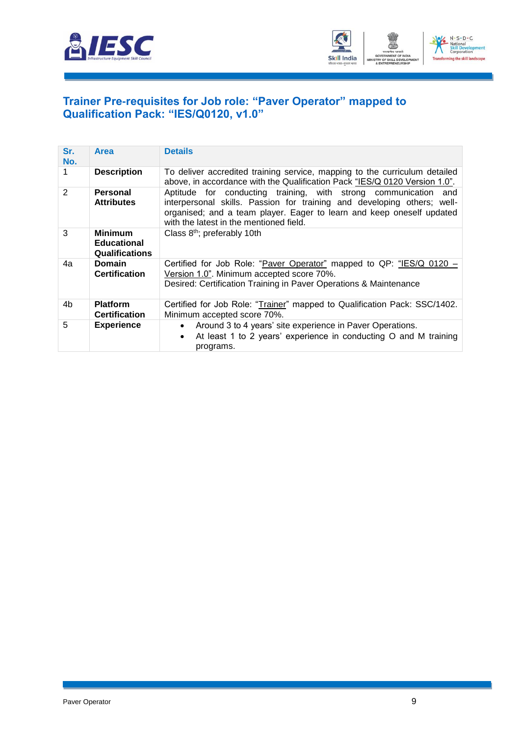## Trainer Pre-requisites for Job role: "Paver Operator" mapped to Qualification Pack: "IES/Q0120, v1.0"

| Sr. No. | Area | Details |
|---|---|---|
| 1 | **Description** | To deliver accredited training service, mapping to the curriculum detailed above, in accordance with the Qualification Pack "IES/Q 0120 Version 1.0". |
| 2 | **Personal Attributes** | Aptitude for conducting training, with strong communication and interpersonal skills. Passion for training and developing others; well-organised; and a team player. Eager to learn and keep oneself updated with the latest in the mentioned field. |
| 3 | **Minimum Educational Qualifications** | Class 8th; preferably 10th |
| 4a | **Domain Certification** | Certified for Job Role: "Paver Operator" mapped to QP: "IES/Q 0120 – Version 1.0". Minimum accepted score 70%.<br>Desired: Certification Training in Paver Operations & Maintenance |
| 4b | **Platform Certification** | Certified for Job Role: "Trainer" mapped to Qualification Pack: SSC/1402. Minimum accepted score 70%. |
| 5 | **Experience** | • Around 3 to 4 years' site experience in Paver Operations.<br>• At least 1 to 2 years' experience in conducting O and M training programs. |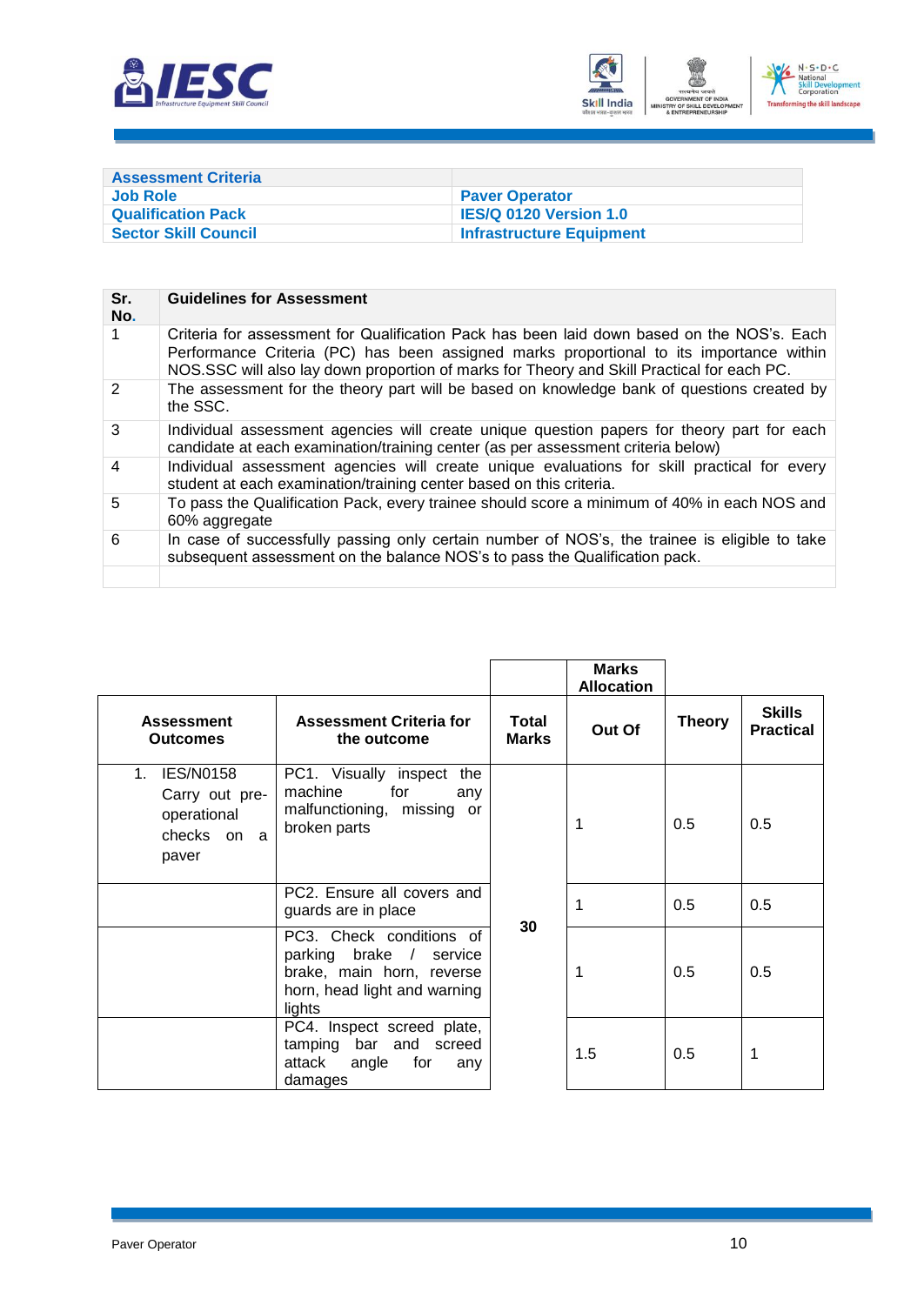| Assessment Criteria | |
|---|---|
| Job Role | Paver Operator |
| Qualification Pack | IES/Q 0120 Version 1.0 |
| Sector Skill Council | Infrastructure Equipment |

| Sr. No. | Guidelines for Assessment |
|---|---|
| 1 | Criteria for assessment for Qualification Pack has been laid down based on the NOS's. Each Performance Criteria (PC) has been assigned marks proportional to its importance within NOS.SSC will also lay down proportion of marks for Theory and Skill Practical for each PC. |
| 2 | The assessment for the theory part will be based on knowledge bank of questions created by the SSC. |
| 3 | Individual assessment agencies will create unique question papers for theory part for each candidate at each examination/training center (as per assessment criteria below) |
| 4 | Individual assessment agencies will create unique evaluations for skill practical for every student at each examination/training center based on this criteria. |
| 5 | To pass the Qualification Pack, every trainee should score a minimum of 40% in each NOS and 60% aggregate |
| 6 | In case of successfully passing only certain number of NOS's, the trainee is eligible to take subsequent assessment on the balance NOS's to pass the Qualification pack. |
| | |

| Assessment Outcomes | Assessment Criteria for the outcome | Total Marks | Marks Allocation<br>Out Of | Theory | Skills Practical |
|---|---|---|---|---|---|
| 1. IES/N0158 Carry out pre-operational checks on a paver | PC1. Visually inspect the machine for any malfunctioning, missing or broken parts | 30 | 1 | 0.5 | 0.5 |
| | PC2. Ensure all covers and guards are in place | | 1 | 0.5 | 0.5 |
| | PC3. Check conditions of parking brake / service brake, main horn, reverse horn, head light and warning lights | | 1 | 0.5 | 0.5 |
| | PC4. Inspect screed plate, tamping bar and screed attack angle for any damages | | 1.5 | 0.5 | 1 |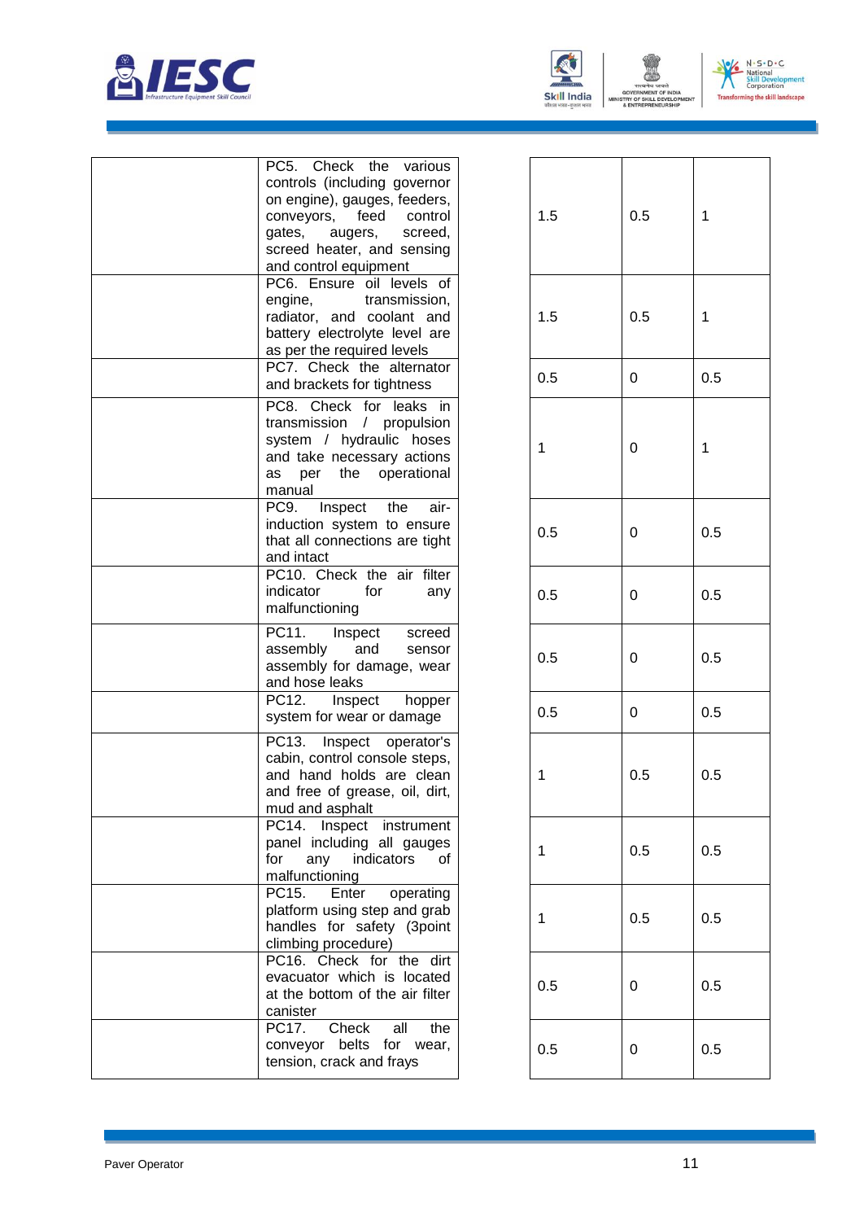| | | | | |
|---|---|---|---|---|
| | PC5. Check the various controls (including governor on engine), gauges, feeders, conveyors, feed control gates, augers, screed, screed heater, and sensing and control equipment | 1.5 | 0.5 | 1 |
| | PC6. Ensure oil levels of engine, transmission, radiator, and coolant and battery electrolyte level are as per the required levels | 1.5 | 0.5 | 1 |
| | PC7. Check the alternator and brackets for tightness | 0.5 | 0 | 0.5 |
| | PC8. Check for leaks in transmission / propulsion system / hydraulic hoses and take necessary actions as per the operational manual | 1 | 0 | 1 |
| | PC9. Inspect the air-induction system to ensure that all connections are tight and intact | 0.5 | 0 | 0.5 |
| | PC10. Check the air filter indicator for any malfunctioning | 0.5 | 0 | 0.5 |
| | PC11. Inspect screed assembly and sensor assembly for damage, wear and hose leaks | 0.5 | 0 | 0.5 |
| | PC12. Inspect hopper system for wear or damage | 0.5 | 0 | 0.5 |
| | PC13. Inspect operator's cabin, control console steps, and hand holds are clean and free of grease, oil, dirt, mud and asphalt | 1 | 0.5 | 0.5 |
| | PC14. Inspect instrument panel including all gauges for any indicators of malfunctioning | 1 | 0.5 | 0.5 |
| | PC15. Enter operating platform using step and grab handles for safety (3point climbing procedure) | 1 | 0.5 | 0.5 |
| | PC16. Check for the dirt evacuator which is located at the bottom of the air filter canister | 0.5 | 0 | 0.5 |
| | PC17. Check all the conveyor belts for wear, tension, crack and frays | 0.5 | 0 | 0.5 |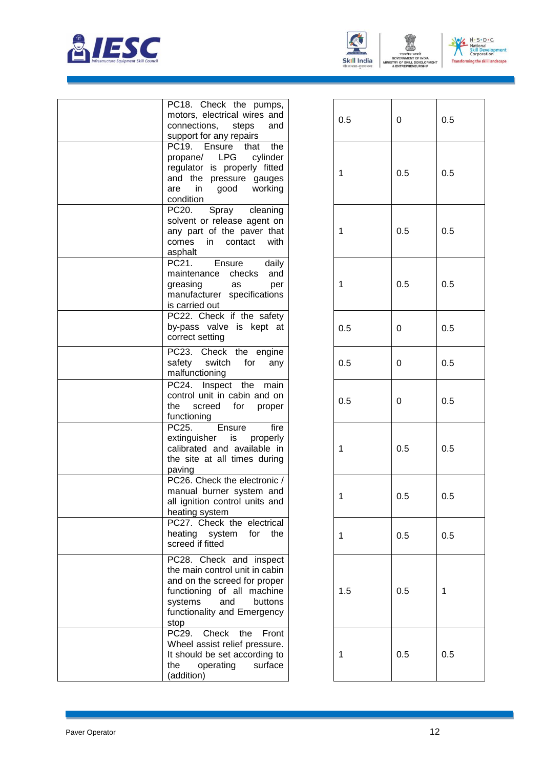| | | | | |
|---|---|---|---|---|
| | PC18. Check the pumps, motors, electrical wires and connections, steps and support for any repairs | 0.5 | 0 | 0.5 |
| | PC19. Ensure that the propane/ LPG cylinder regulator is properly fitted and the pressure gauges are in good working condition | 1 | 0.5 | 0.5 |
| | PC20. Spray cleaning solvent or release agent on any part of the paver that comes in contact with asphalt | 1 | 0.5 | 0.5 |
| | PC21. Ensure daily maintenance checks and greasing as per manufacturer specifications is carried out | 1 | 0.5 | 0.5 |
| | PC22. Check if the safety by-pass valve is kept at correct setting | 0.5 | 0 | 0.5 |
| | PC23. Check the engine safety switch for any malfunctioning | 0.5 | 0 | 0.5 |
| | PC24. Inspect the main control unit in cabin and on the screed for proper functioning | 0.5 | 0 | 0.5 |
| | PC25. Ensure fire extinguisher is properly calibrated and available in the site at all times during paving | 1 | 0.5 | 0.5 |
| | PC26. Check the electronic / manual burner system and all ignition control units and heating system | 1 | 0.5 | 0.5 |
| | PC27. Check the electrical heating system for the screed if fitted | 1 | 0.5 | 0.5 |
| | PC28. Check and inspect the main control unit in cabin and on the screed for proper functioning of all machine systems and buttons functionality and Emergency stop | 1.5 | 0.5 | 1 |
| | PC29. Check the Front Wheel assist relief pressure. It should be set according to the operating surface (addition) | 1 | 0.5 | 0.5 |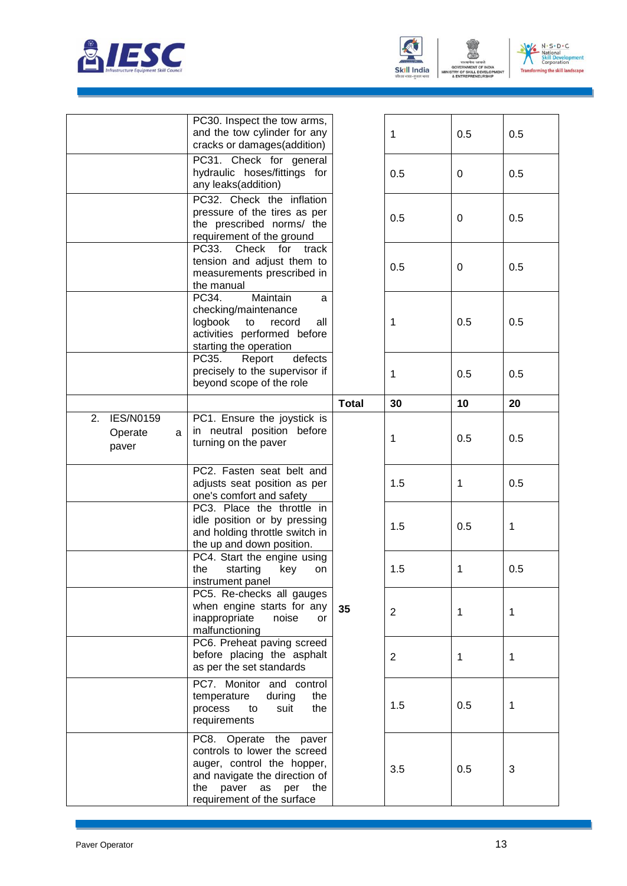| | | | | | |
|---|---|---|---|---|---|
| | PC30. Inspect the tow arms, and the tow cylinder for any cracks or damages(addition) | | 1 | 0.5 | 0.5 |
| | PC31. Check for general hydraulic hoses/fittings for any leaks(addition) | | 0.5 | 0 | 0.5 |
| | PC32. Check the inflation pressure of the tires as per the prescribed norms/ the requirement of the ground | | 0.5 | 0 | 0.5 |
| | PC33. Check for track tension and adjust them to measurements prescribed in the manual | | 0.5 | 0 | 0.5 |
| | PC34. Maintain a checking/maintenance logbook to record all activities performed before starting the operation | | 1 | 0.5 | 0.5 |
| | PC35. Report defects precisely to the supervisor if beyond scope of the role | | 1 | 0.5 | 0.5 |
| | | **Total** | **30** | **10** | **20** |
| 2. IES/N0159 Operate a paver | PC1. Ensure the joystick is in neutral position before turning on the paver | 35 | 1 | 0.5 | 0.5 |
| | PC2. Fasten seat belt and adjusts seat position as per one's comfort and safety | | 1.5 | 1 | 0.5 |
| | PC3. Place the throttle in idle position or by pressing and holding throttle switch in the up and down position. | | 1.5 | 0.5 | 1 |
| | PC4. Start the engine using the starting key on instrument panel | | 1.5 | 1 | 0.5 |
| | PC5. Re-checks all gauges when engine starts for any inappropriate noise or malfunctioning | | 2 | 1 | 1 |
| | PC6. Preheat paving screed before placing the asphalt as per the set standards | | 2 | 1 | 1 |
| | PC7. Monitor and control temperature during the process to suit the requirements | | 1.5 | 0.5 | 1 |
| | PC8. Operate the paver controls to lower the screed auger, control the hopper, and navigate the direction of the paver as per the requirement of the surface | | 3.5 | 0.5 | 3 |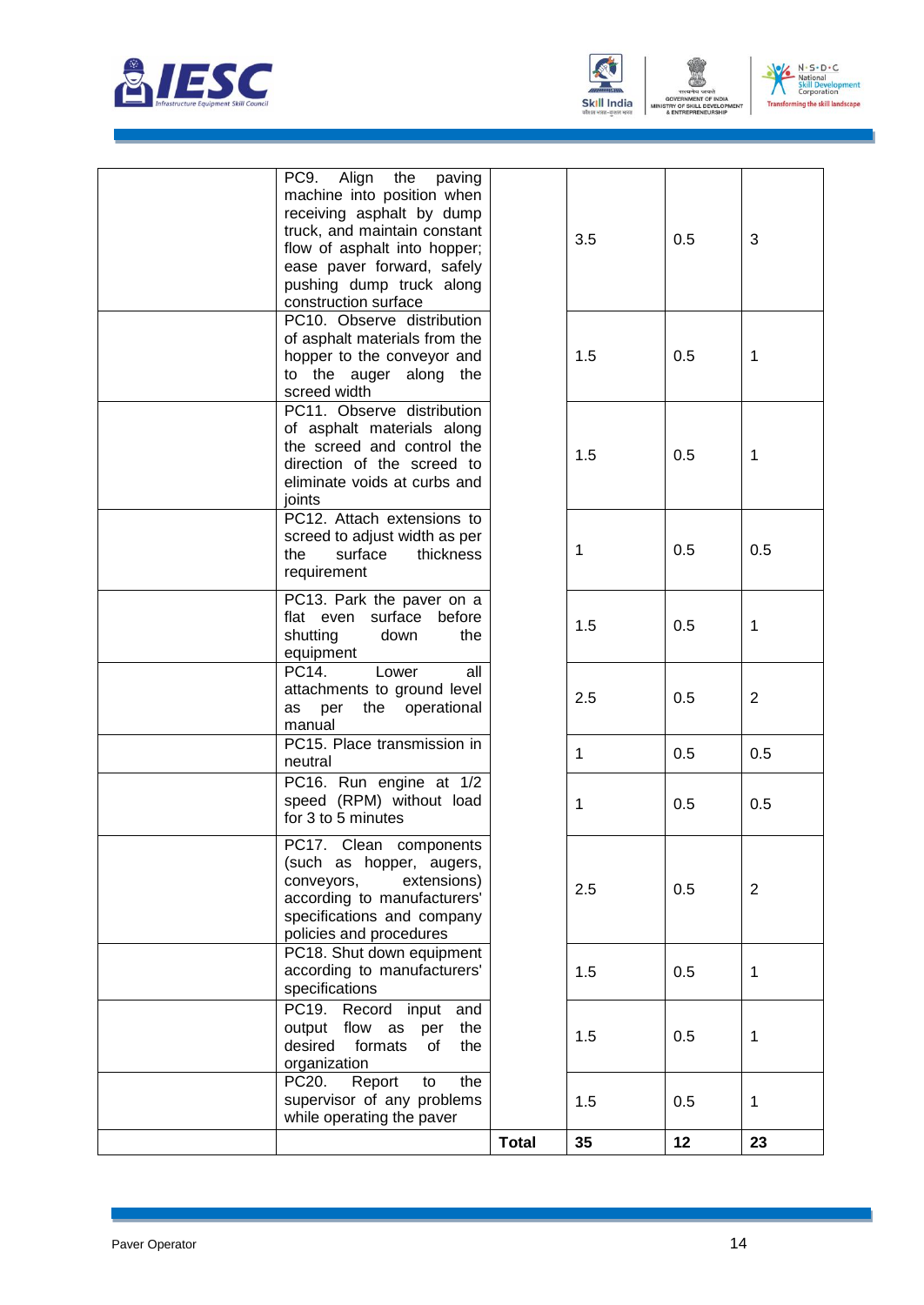| | | | | | |
|---|---|---|---|---|---|
| | PC9. Align the paving machine into position when receiving asphalt by dump truck, and maintain constant flow of asphalt into hopper; ease paver forward, safely pushing dump truck along construction surface | | 3.5 | 0.5 | 3 |
| | PC10. Observe distribution of asphalt materials from the hopper to the conveyor and to the auger along the screed width | | 1.5 | 0.5 | 1 |
| | PC11. Observe distribution of asphalt materials along the screed and control the direction of the screed to eliminate voids at curbs and joints | | 1.5 | 0.5 | 1 |
| | PC12. Attach extensions to screed to adjust width as per the surface thickness requirement | | 1 | 0.5 | 0.5 |
| | PC13. Park the paver on a flat even surface before shutting down the equipment | | 1.5 | 0.5 | 1 |
| | PC14. Lower all attachments to ground level as per the operational manual | | 2.5 | 0.5 | 2 |
| | PC15. Place transmission in neutral | | 1 | 0.5 | 0.5 |
| | PC16. Run engine at 1/2 speed (RPM) without load for 3 to 5 minutes | | 1 | 0.5 | 0.5 |
| | PC17. Clean components (such as hopper, augers, conveyors, extensions) according to manufacturers' specifications and company policies and procedures | | 2.5 | 0.5 | 2 |
| | PC18. Shut down equipment according to manufacturers' specifications | | 1.5 | 0.5 | 1 |
| | PC19. Record input and output flow as per the desired formats of the organization | | 1.5 | 0.5 | 1 |
| | PC20. Report to the supervisor of any problems while operating the paver | | 1.5 | 0.5 | 1 |
| | | **Total** | **35** | **12** | **23** |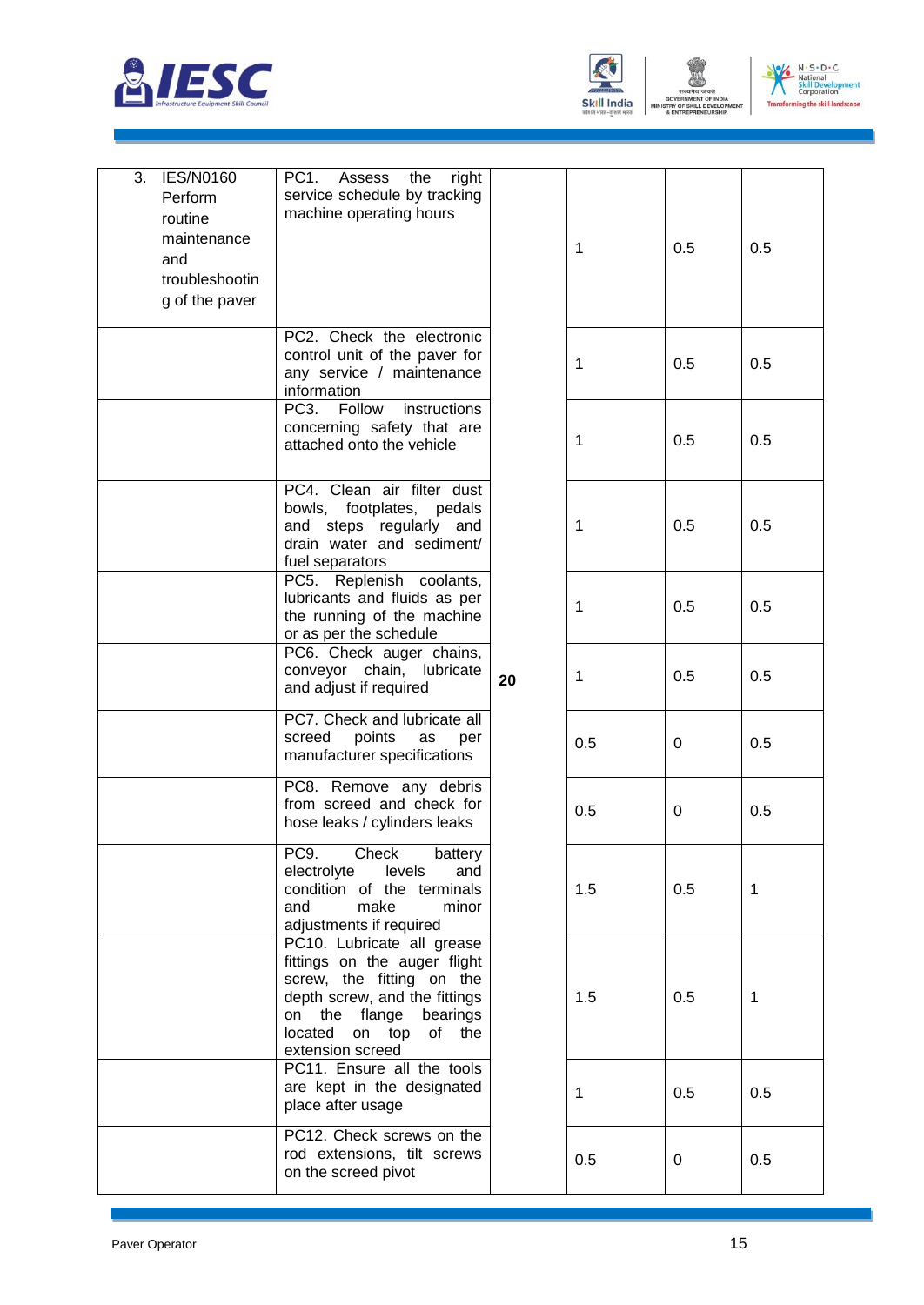| | | | | | |
|---|---|---|---|---|---|
| 3. IES/N0160 Perform routine maintenance and troubleshooting of the paver | PC1. Assess the right service schedule by tracking machine operating hours | 20 | 1 | 0.5 | 0.5 |
| | PC2. Check the electronic control unit of the paver for any service / maintenance information | | 1 | 0.5 | 0.5 |
| | PC3. Follow instructions concerning safety that are attached onto the vehicle | | 1 | 0.5 | 0.5 |
| | PC4. Clean air filter dust bowls, footplates, pedals and steps regularly and drain water and sediment/ fuel separators | | 1 | 0.5 | 0.5 |
| | PC5. Replenish coolants, lubricants and fluids as per the running of the machine or as per the schedule | | 1 | 0.5 | 0.5 |
| | PC6. Check auger chains, conveyor chain, lubricate and adjust if required | | 1 | 0.5 | 0.5 |
| | PC7. Check and lubricate all screed points as per manufacturer specifications | | 0.5 | 0 | 0.5 |
| | PC8. Remove any debris from screed and check for hose leaks / cylinders leaks | | 0.5 | 0 | 0.5 |
| | PC9. Check battery electrolyte levels and condition of the terminals and make minor adjustments if required | | 1.5 | 0.5 | 1 |
| | PC10. Lubricate all grease fittings on the auger flight screw, the fitting on the depth screw, and the fittings on the flange bearings located on top of the extension screed | | 1.5 | 0.5 | 1 |
| | PC11. Ensure all the tools are kept in the designated place after usage | | 1 | 0.5 | 0.5 |
| | PC12. Check screws on the rod extensions, tilt screws on the screed pivot | | 0.5 | 0 | 0.5 |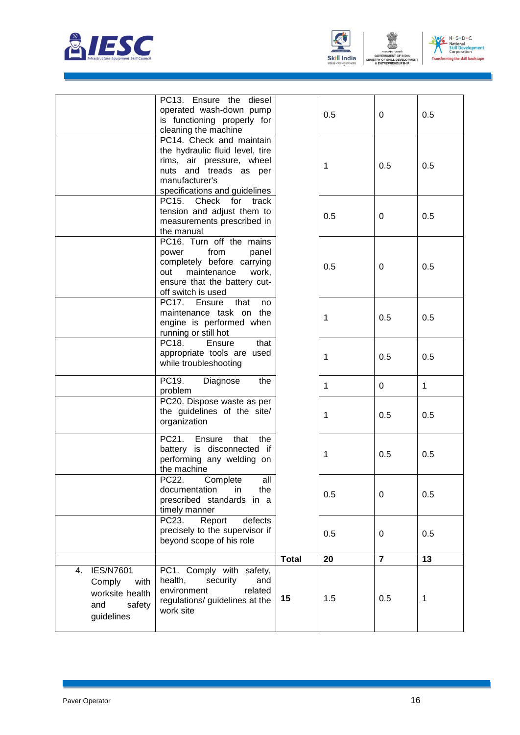| | | | | | |
|---|---|---|---|---|---|
| | PC13. Ensure the diesel operated wash-down pump is functioning properly for cleaning the machine | | 0.5 | 0 | 0.5 |
| | PC14. Check and maintain the hydraulic fluid level, tire rims, air pressure, wheel nuts and treads as per manufacturer's specifications and guidelines | | 1 | 0.5 | 0.5 |
| | PC15. Check for track tension and adjust them to measurements prescribed in the manual | | 0.5 | 0 | 0.5 |
| | PC16. Turn off the mains power from panel completely before carrying out maintenance work, ensure that the battery cut-off switch is used | | 0.5 | 0 | 0.5 |
| | PC17. Ensure that no maintenance task on the engine is performed when running or still hot | | 1 | 0.5 | 0.5 |
| | PC18. Ensure that appropriate tools are used while troubleshooting | | 1 | 0.5 | 0.5 |
| | PC19. Diagnose the problem | | 1 | 0 | 1 |
| | PC20. Dispose waste as per the guidelines of the site/ organization | | 1 | 0.5 | 0.5 |
| | PC21. Ensure that the battery is disconnected if performing any welding on the machine | | 1 | 0.5 | 0.5 |
| | PC22. Complete all documentation in the prescribed standards in a timely manner | | 0.5 | 0 | 0.5 |
| | PC23. Report defects precisely to the supervisor if beyond scope of his role | | 0.5 | 0 | 0.5 |
| | | **Total** | **20** | **7** | **13** |
| 4. IES/N7601 Comply with worksite health and safety guidelines | PC1. Comply with safety, health, security and environment related regulations/ guidelines at the work site | **15** | 1.5 | 0.5 | 1 |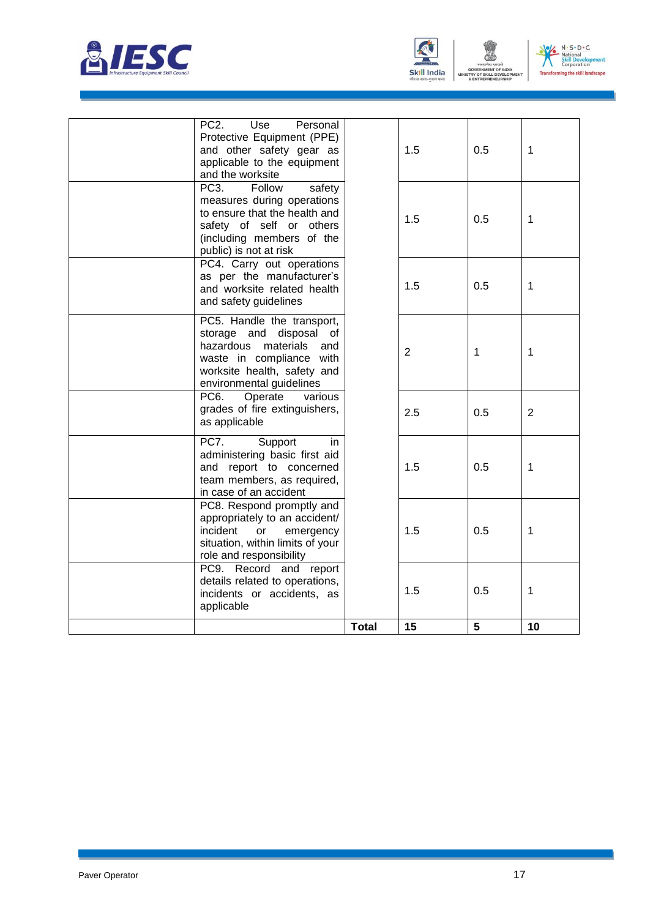| | | | | | |
|---|---|---|---|---|---|
| | PC2. Use Personal Protective Equipment (PPE) and other safety gear as applicable to the equipment and the worksite | | 1.5 | 0.5 | 1 |
| | PC3. Follow safety measures during operations to ensure that the health and safety of self or others (including members of the public) is not at risk | | 1.5 | 0.5 | 1 |
| | PC4. Carry out operations as per the manufacturer's and worksite related health and safety guidelines | | 1.5 | 0.5 | 1 |
| | PC5. Handle the transport, storage and disposal of hazardous materials and waste in compliance with worksite health, safety and environmental guidelines | | 2 | 1 | 1 |
| | PC6. Operate various grades of fire extinguishers, as applicable | | 2.5 | 0.5 | 2 |
| | PC7. Support in administering basic first aid and report to concerned team members, as required, in case of an accident | | 1.5 | 0.5 | 1 |
| | PC8. Respond promptly and appropriately to an accident/ incident or emergency situation, within limits of your role and responsibility | | 1.5 | 0.5 | 1 |
| | PC9. Record and report details related to operations, incidents or accidents, as applicable | | 1.5 | 0.5 | 1 |
| | | **Total** | **15** | **5** | **10** |